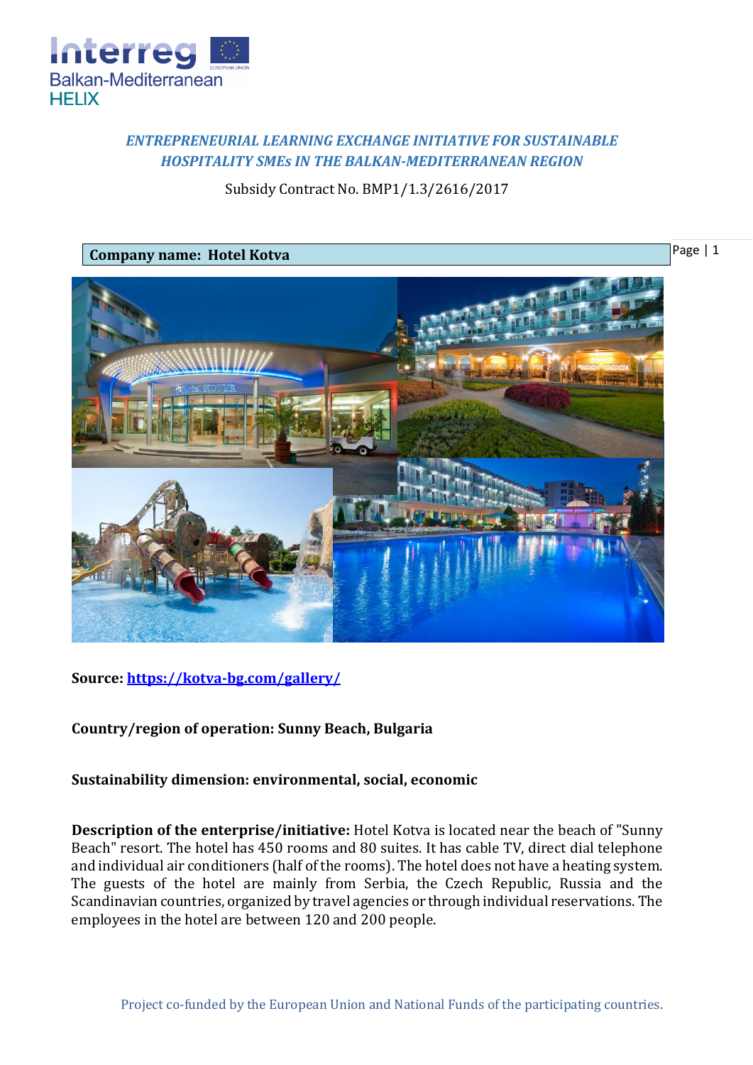*ENTREPRENEURIAL LEARNING EXCHANGE INITIATIVE FOR SUSTAINABLE HOSPITALITY SMEs IN THE BALKAN-MEDITERRANEAN REGION*

Subsidy Contract No. BMP1/1.3/2616/2017

**Company name: Hotel Kotva**

**Source: [https://kotva-bg.com/gallery/](https://kotva-bg.com/gallery/)**

**Country/region of operation: Sunny Beach, Bulgaria**

**Sustainability dimension: environmental, social, economic**

**Description of the enterprise/initiative:** Hotel Kotva is located near the beach of "Sunny Beach" resort. The hotel has 450 rooms and 80 suites. It has cable TV, direct dial telephone and individual air conditioners (half of the rooms). The hotel does not have a heating system. The guests of the hotel are mainly from Serbia, the Czech Republic, Russia and the Scandinavian countries, organized by travel agencies or through individual reservations. The employees in the hotel are between 120 and 200 people.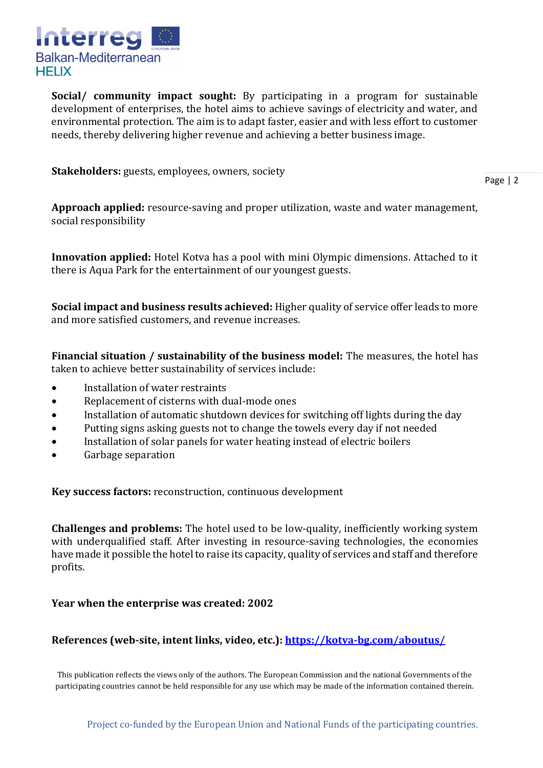**Social/ community impact sought:** By participating in a program for sustainable development of enterprises, the hotel aims to achieve savings of electricity and water, and environmental protection. The aim is to adapt faster, easier and with less effort to customer needs, thereby delivering higher revenue and achieving a better business image.

**Stakeholders:** guests, employees, owners, society

**Approach applied:** resource-saving and proper utilization, waste and water management, social responsibility

**Innovation applied:** Hotel Kotva has a pool with mini Olympic dimensions. Attached to it there is Aqua Park for the entertainment of our youngest guests.

**Social impact and business results achieved:** Higher quality of service offer leads to more and more satisfied customers, and revenue increases.

**Financial situation / sustainability of the business model:** The measures, the hotel has taken to achieve better sustainability of services include:

- Installation of water restraints
- Replacement of cisterns with dual-mode ones
- Installation of automatic shutdown devices for switching off lights during the day
- Putting signs asking guests not to change the towels every day if not needed
- Installation of solar panels for water heating instead of electric boilers
- Garbage separation

**Key success factors:** reconstruction, continuous development

**Challenges and problems:** The hotel used to be low-quality, inefficiently working system with underqualified staff. After investing in resource-saving technologies, the economies have made it possible the hotel to raise its capacity, quality of services and staff and therefore profits.

**Year when the enterprise was created: 2002**

**References (web-site, intent links, video, etc.): https://kotva-bg.com/aboutus/**

This publication reflects the views only of the authors. The European Commission and the national Governments of the participating countries cannot be held responsible for any use which may be made of the information contained therein.

Project co-funded by the European Union and National Funds of the participating countries.